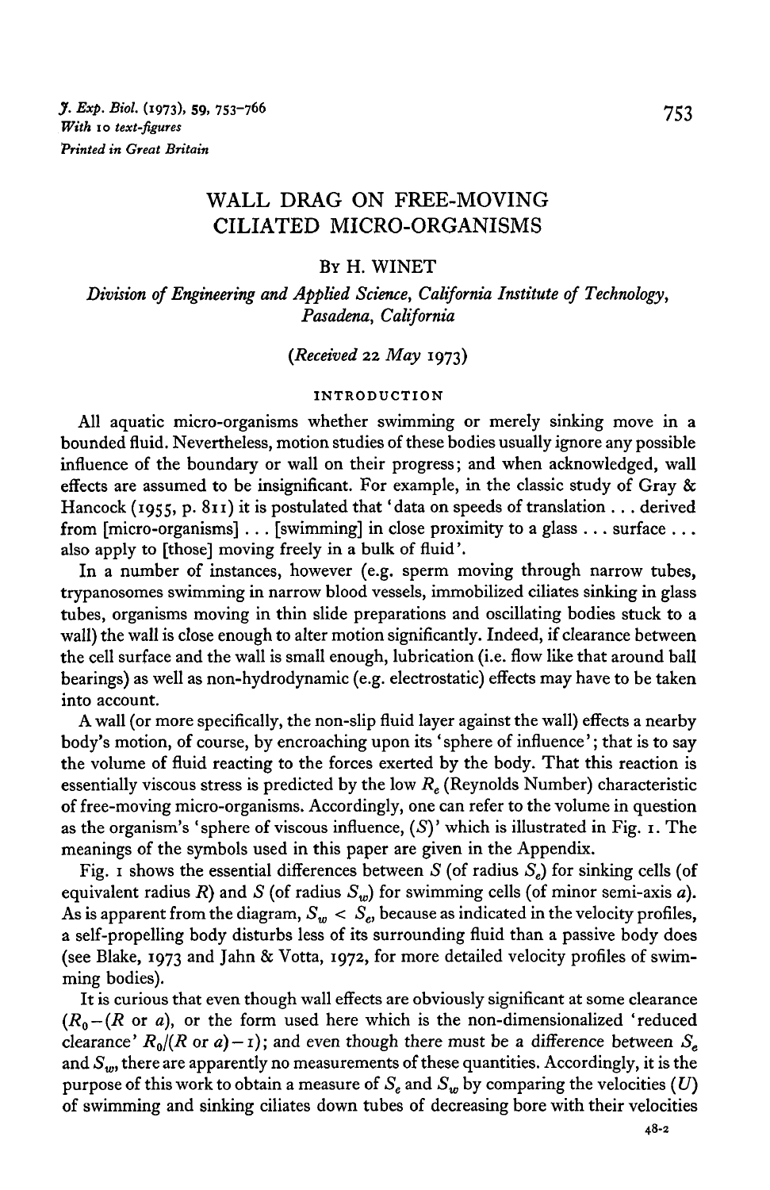*J. Exp. Biol.* (1973), **59**, 753–766
*With* 10 *text-figures*
*Printed in Great Britain*

# WALL DRAG ON FREE-MOVING CILIATED MICRO-ORGANISMS

By H. WINET

*Division of Engineering and Applied Science, California Institute of Technology, Pasadena, California*

*(Received 22 May 1973)*

## INTRODUCTION

All aquatic micro-organisms whether swimming or merely sinking move in a bounded fluid. Nevertheless, motion studies of these bodies usually ignore any possible influence of the boundary or wall on their progress; and when acknowledged, wall effects are assumed to be insignificant. For example, in the classic study of Gray & Hancock (1955, p. 811) it is postulated that 'data on speeds of translation ... derived from [micro-organisms] ... [swimming] in close proximity to a glass ... surface ... also apply to [those] moving freely in a bulk of fluid'.

In a number of instances, however (e.g. sperm moving through narrow tubes, trypanosomes swimming in narrow blood vessels, immobilized ciliates sinking in glass tubes, organisms moving in thin slide preparations and oscillating bodies stuck to a wall) the wall is close enough to alter motion significantly. Indeed, if clearance between the cell surface and the wall is small enough, lubrication (i.e. flow like that around ball bearings) as well as non-hydrodynamic (e.g. electrostatic) effects may have to be taken into account.

A wall (or more specifically, the non-slip fluid layer against the wall) effects a nearby body's motion, of course, by encroaching upon its 'sphere of influence'; that is to say the volume of fluid reacting to the forces exerted by the body. That this reaction is essentially viscous stress is predicted by the low $R_e$ (Reynolds Number) characteristic of free-moving micro-organisms. Accordingly, one can refer to the volume in question as the organism's 'sphere of viscous influence, $(S)$' which is illustrated in Fig. 1. The meanings of the symbols used in this paper are given in the Appendix.

Fig. 1 shows the essential differences between $S$ (of radius $S_e$) for sinking cells (of equivalent radius $R$) and $S$ (of radius $S_w$) for swimming cells (of minor semi-axis $a$). As is apparent from the diagram, $S_w < S_e$, because as indicated in the velocity profiles, a self-propelling body disturbs less of its surrounding fluid than a passive body does (see Blake, 1973 and Jahn & Votta, 1972, for more detailed velocity profiles of swimming bodies).

It is curious that even though wall effects are obviously significant at some clearance ($R_0 - (R$ or $a)$, or the form used here which is the non-dimensionalized 'reduced clearance' $R_0/(R$ or $a) - 1$); and even though there must be a difference between $S_e$ and $S_w$, there are apparently no measurements of these quantities. Accordingly, it is the purpose of this work to obtain a measure of $S_e$ and $S_w$ by comparing the velocities $(U)$ of swimming and sinking ciliates down tubes of decreasing bore with their velocities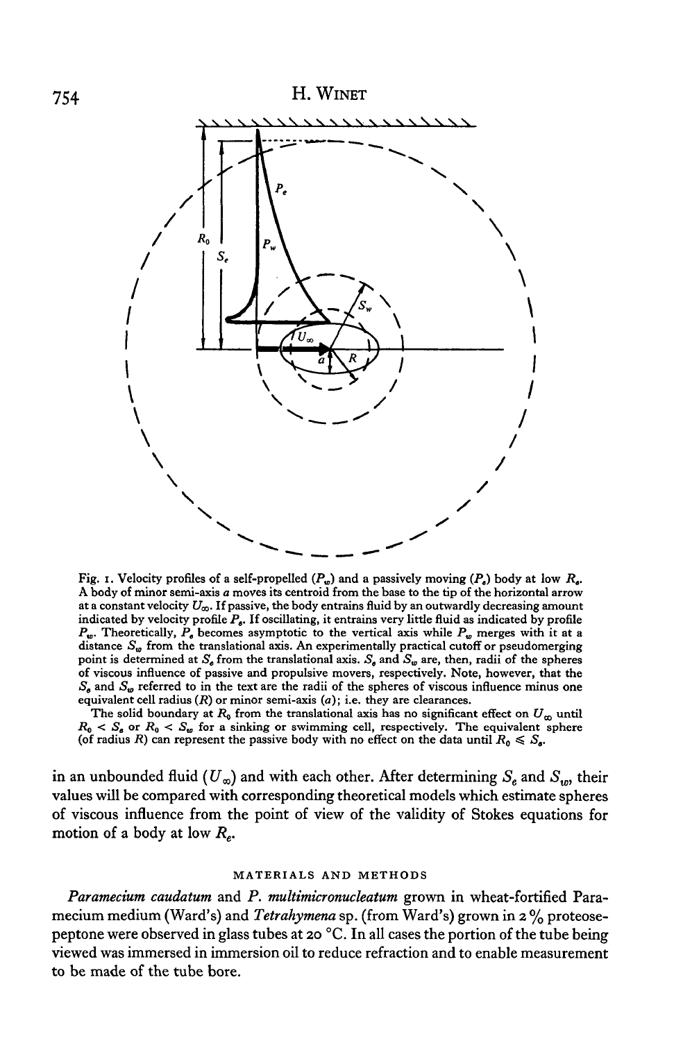Fig. 1. Velocity profiles of a self-propelled ($P_w$) and a passively moving ($P_e$) body at low $R_e$. A body of minor semi-axis $a$ moves its centroid from the base to the tip of the horizontal arrow at a constant velocity $U_\infty$. If passive, the body entrains fluid by an outwardly decreasing amount indicated by velocity profile $P_e$. If oscillating, it entrains very little fluid as indicated by profile $P_w$. Theoretically, $P_e$ becomes asymptotic to the vertical axis while $P_w$ merges with it at a distance $S_w$ from the translational axis. An experimentally practical cutoff or pseudomerging point is determined at $S_e$ from the translational axis. $S_e$ and $S_w$ are, then, radii of the spheres of viscous influence of passive and propulsive movers, respectively. Note, however, that the $S_e$ and $S_w$ referred to in the text are the radii of the spheres of viscous influence minus one equivalent cell radius ($R$) or minor semi-axis ($a$); i.e. they are clearances.

The solid boundary at $R_0$ from the translational axis has no significant effect on $U_\infty$ until $R_0 < S_e$ or $R_0 < S_w$ for a sinking or swimming cell, respectively. The equivalent sphere (of radius $R$) can represent the passive body with no effect on the data until $R_0 \leqslant S_e$.

in an unbounded fluid ($U_\infty$) and with each other. After determining $S_e$ and $S_w$, their values will be compared with corresponding theoretical models which estimate spheres of viscous influence from the point of view of the validity of Stokes equations for motion of a body at low $R_e$.

## MATERIALS AND METHODS

*Paramecium caudatum* and *P. multimicronucleatum* grown in wheat-fortified Paramecium medium (Ward's) and *Tetrahymena* sp. (from Ward's) grown in 2 % proteose-peptone were observed in glass tubes at 20 °C. In all cases the portion of the tube being viewed was immersed in immersion oil to reduce refraction and to enable measurement to be made of the tube bore.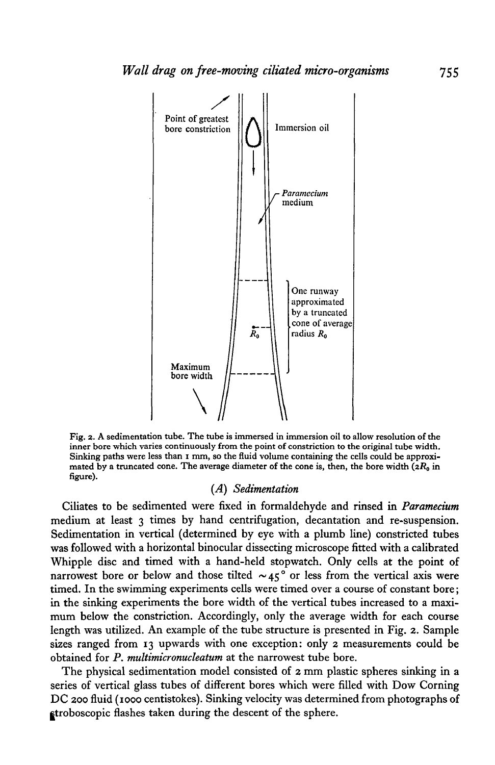Fig. 2. A sedimentation tube. The tube is immersed in immersion oil to allow resolution of the inner bore which varies continuously from the point of constriction to the original tube width. Sinking paths were less than 1 mm, so the fluid volume containing the cells could be approximated by a truncated cone. The average diameter of the cone is, then, the bore width ($2R_0$ in figure).

### (A) Sedimentation

Ciliates to be sedimented were fixed in formaldehyde and rinsed in *Paramecium* medium at least 3 times by hand centrifugation, decantation and re-suspension. Sedimentation in vertical (determined by eye with a plumb line) constricted tubes was followed with a horizontal binocular dissecting microscope fitted with a calibrated Whipple disc and timed with a hand-held stopwatch. Only cells at the point of narrowest bore or below and those tilted $\sim 45°$ or less from the vertical axis were timed. In the swimming experiments cells were timed over a course of constant bore; in the sinking experiments the bore width of the vertical tubes increased to a maximum below the constriction. Accordingly, only the average width for each course length was utilized. An example of the tube structure is presented in Fig. 2. Sample sizes ranged from 13 upwards with one exception: only 2 measurements could be obtained for *P. multimicronucleatum* at the narrowest tube bore.

The physical sedimentation model consisted of 2 mm plastic spheres sinking in a series of vertical glass tubes of different bores which were filled with Dow Corning DC 200 fluid (1000 centistokes). Sinking velocity was determined from photographs of stroboscopic flashes taken during the descent of the sphere.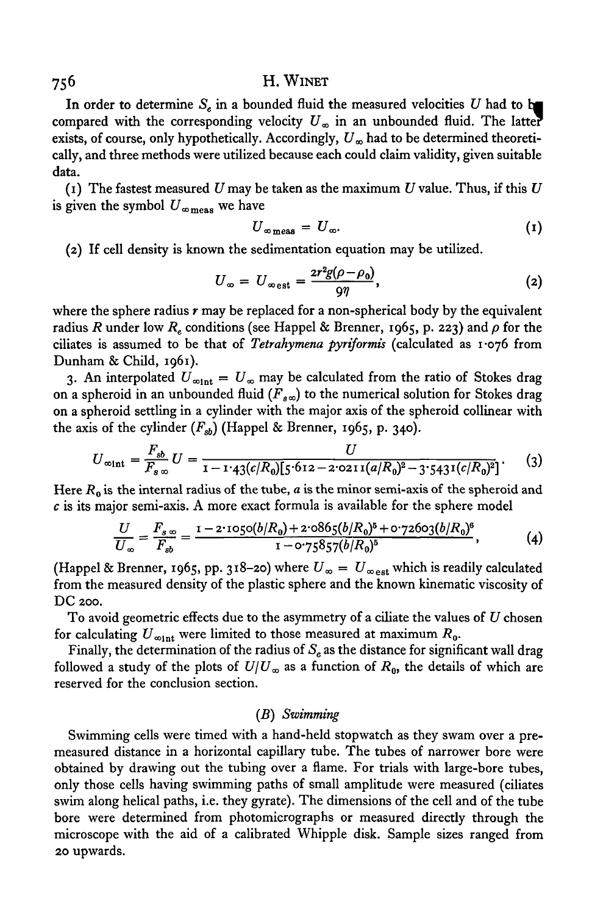In order to determine $S_e$ in a bounded fluid the measured velocities $U$ had to be compared with the corresponding velocity $U_\infty$ in an unbounded fluid. The latter exists, of course, only hypothetically. Accordingly, $U_\infty$ had to be determined theoretically, and three methods were utilized because each could claim validity, given suitable data.

(1) The fastest measured $U$ may be taken as the maximum $U$ value. Thus, if this $U$ is given the symbol $U_{\infty\,\mathrm{meas}}$ we have

$$U_{\infty\,\mathrm{meas}} = U_\infty. \tag{1}$$

(2) If cell density is known the sedimentation equation may be utilized.

$$U_\infty = U_{\infty\,\mathrm{est}} = \frac{2r^2 g(\rho - \rho_0)}{9\eta}, \tag{2}$$

where the sphere radius $r$ may be replaced for a non-spherical body by the equivalent radius $R$ under low $R_e$ conditions (see Happel & Brenner, 1965, p. 223) and $\rho$ for the ciliates is assumed to be that of *Tetrahymena pyriformis* (calculated as 1·076 from Dunham & Child, 1961).

3. An interpolated $U_{\infty\,\mathrm{int}} = U_\infty$ may be calculated from the ratio of Stokes drag on a spheroid in an unbounded fluid ($F_{s\infty}$) to the numerical solution for Stokes drag on a spheroid settling in a cylinder with the major axis of the spheroid collinear with the axis of the cylinder ($F_{sb}$) (Happel & Brenner, 1965, p. 340).

$$U_{\infty\,\mathrm{int}} = \frac{F_{sb}}{F_{s\infty}} U = \frac{U}{1 - 1{\cdot}43(c/R_0)[5{\cdot}612 - 2{\cdot}0211(a/R_0)^2 - 3{\cdot}5431(c/R_0)^2]}. \tag{3}$$

Here $R_0$ is the internal radius of the tube, $a$ is the minor semi-axis of the spheroid and $c$ is its major semi-axis. A more exact formula is available for the sphere model

$$\frac{U}{U_\infty} = \frac{F_{s\infty}}{F_{sb}} = \frac{1 - 2{\cdot}1050(b/R_0) + 2{\cdot}0865(b/R_0)^5 + 0{\cdot}72603(b/R_0)^6}{1 - 0{\cdot}75857(b/R_0)^5}, \tag{4}$$

(Happel & Brenner, 1965, pp. 318–20) where $U_\infty = U_{\infty\,\mathrm{est}}$ which is readily calculated from the measured density of the plastic sphere and the known kinematic viscosity of DC 200.

To avoid geometric effects due to the asymmetry of a ciliate the values of $U$ chosen for calculating $U_{\infty\,\mathrm{int}}$ were limited to those measured at maximum $R_0$.

Finally, the determination of the radius of $S_e$ as the distance for significant wall drag followed a study of the plots of $U/U_\infty$ as a function of $R_0$, the details of which are reserved for the conclusion section.

### (B) *Swimming*

Swimming cells were timed with a hand-held stopwatch as they swam over a premeasured distance in a horizontal capillary tube. The tubes of narrower bore were obtained by drawing out the tubing over a flame. For trials with large-bore tubes, only those cells having swimming paths of small amplitude were measured (ciliates swim along helical paths, i.e. they gyrate). The dimensions of the cell and of the tube bore were determined from photomicrographs or measured directly through the microscope with the aid of a calibrated Whipple disk. Sample sizes ranged from 20 upwards.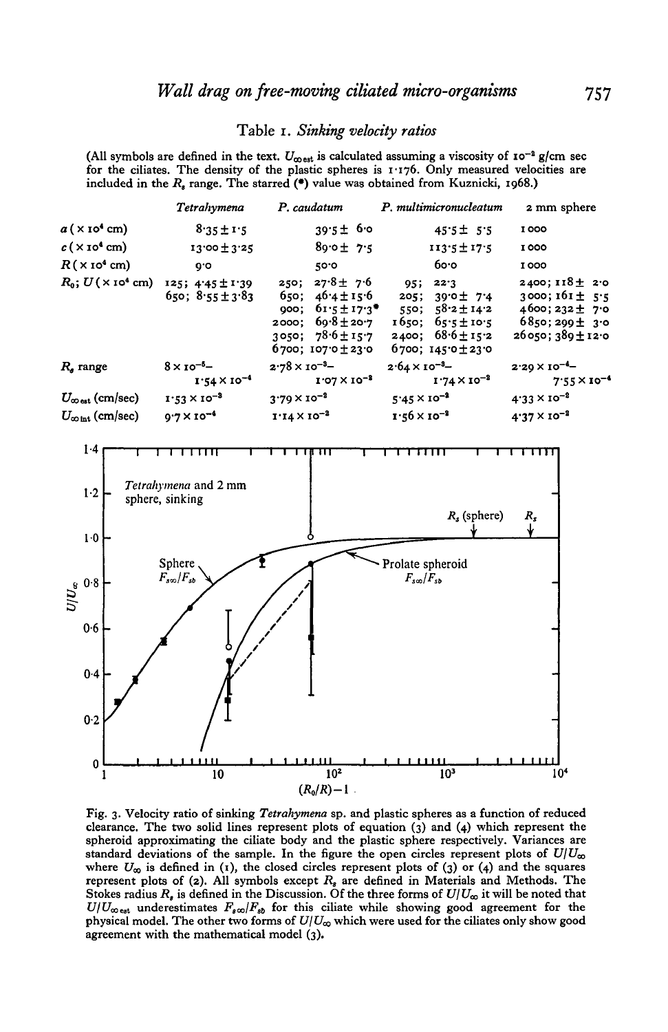### Table 1. *Sinking velocity ratios*

(All symbols are defined in the text. $U_{\infty est}$ is calculated assuming a viscosity of $10^{-2}$ g/cm sec for the ciliates. The density of the plastic spheres is 1·176. Only measured velocities are included in the $R_s$ range. The starred (*) value was obtained from Kuznicki, 1968.)

| | *Tetrahymena* | *P. caudatum* | *P. multimicronucleatum* | 2 mm sphere |
|---|---|---|---|---|
| $a$ ($\times 10^4$ cm) | 8·35 ± 1·5 | 39·5 ± 6·0 | 45·5 ± 5·5 | 1000 |
| $c$ ($\times 10^4$ cm) | 13·00 ± 3·25 | 89·0 ± 7·5 | 113·5 ± 17·5 | 1000 |
| $R$ ($\times 10^4$ cm) | 9·0 | 50·0 | 60·0 | 1000 |
| $R_0$; $U$ ($\times 10^4$ cm) | 125; 4·45 ± 1·39<br>650; 8·55 ± 3·83 | 250; 27·8 ± 7·6<br>650; 46·4 ± 15·6<br>900; 61·5 ± 17·3*<br>2000; 69·8 ± 20·7<br>3050; 78·6 ± 15·7<br>6700; 107·0 ± 23·0 | 95; 22·3<br>205; 39·0 ± 7·4<br>550; 58·2 ± 14·2<br>1650; 65·5 ± 10·5<br>2400; 68·6 ± 15·2<br>6700; 145·0 ± 23·0 | 2400; 118 ± 2·0<br>3000; 161 ± 5·5<br>4600; 232 ± 7·0<br>6850; 299 ± 3·0<br>26050; 389 ± 12·0 |
| $R_s$ range | $8 \times 10^{-5}$–$1{\cdot}54 \times 10^{-4}$ | $2{\cdot}78 \times 10^{-3}$–$1{\cdot}07 \times 10^{-2}$ | $2{\cdot}64 \times 10^{-3}$–$1{\cdot}74 \times 10^{-2}$ | $2{\cdot}29 \times 10^{-4}$–$7{\cdot}55 \times 10^{-4}$ |
| $U_{\infty est}$ (cm/sec) | $1{\cdot}53 \times 10^{-3}$ | $3{\cdot}79 \times 10^{-2}$ | $5{\cdot}45 \times 10^{-2}$ | $4{\cdot}33 \times 10^{-2}$ |
| $U_{\infty int}$ (cm/sec) | $9{\cdot}7 \times 10^{-4}$ | $1{\cdot}14 \times 10^{-2}$ | $1{\cdot}56 \times 10^{-2}$ | $4{\cdot}37 \times 10^{-2}$ |

Fig. 3. Velocity ratio of sinking *Tetrahymena* sp. and plastic spheres as a function of reduced clearance. The two solid lines represent plots of equation (3) and (4) which represent the spheroid approximating the ciliate body and the plastic sphere respectively. Variances are standard deviations of the sample. In the figure the open circles represent plots of $U/U_\infty$ where $U_\infty$ is defined in (1), the closed circles represent plots of (3) or (4) and the squares represent plots of (2). All symbols except $R_s$ are defined in Materials and Methods. The Stokes radius $R_s$ is defined in the Discussion. Of the three forms of $U/U_\infty$ it will be noted that $U/U_{\infty est}$ underestimates $F_{s\infty}/F_{sb}$ for this ciliate while showing good agreement for the physical model. The other two forms of $U/U_\infty$ which were used for the ciliates only show good agreement with the mathematical model (3).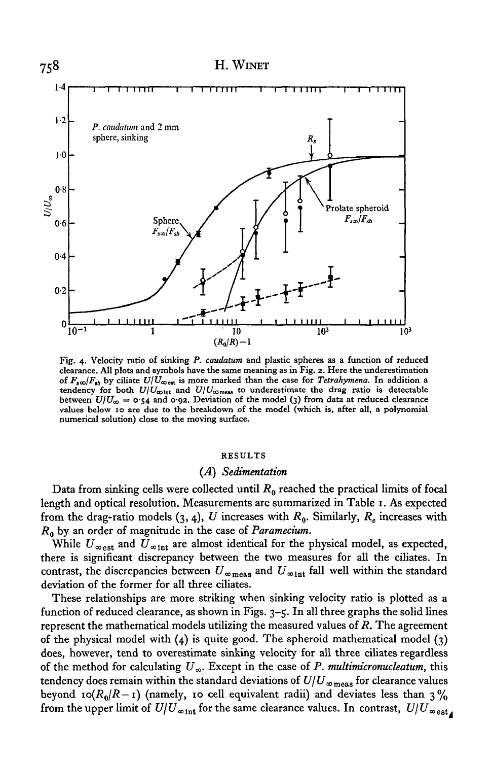Fig. 4. Velocity ratio of sinking *P. caudatum* and plastic spheres as a function of reduced clearance. All plots and symbols have the same meaning as in Fig. 2. Here the underestimation of $F_{s\infty}/F_{sb}$ by ciliate $U/U_{\infty \text{est}}$ is more marked than the case for *Tetrahymena*. In addition a tendency for both $U/U_{\infty \text{int}}$ and $U/U_{\infty \text{meas}}$ to underestimate the drag ratio is detectable between $U/U_{\infty} = 0.54$ and $0.92$. Deviation of the model (3) from data at reduced clearance values below 10 are due to the breakdown of the model (which is, after all, a polynomial numerical solution) close to the moving surface.

## RESULTS

### (A) Sedimentation

Data from sinking cells were collected until $R_0$ reached the practical limits of focal length and optical resolution. Measurements are summarized in Table 1. As expected from the drag-ratio models (3, 4), $U$ increases with $R_0$. Similarly, $R_e$ increases with $R_0$ by an order of magnitude in the case of *Paramecium*.

While $U_{\infty \text{est}}$ and $U_{\infty \text{int}}$ are almost identical for the physical model, as expected, there is significant discrepancy between the two measures for all the ciliates. In contrast, the discrepancies between $U_{\infty \text{meas}}$ and $U_{\infty \text{int}}$ fall well within the standard deviation of the former for all three ciliates.

These relationships are more striking when sinking velocity ratio is plotted as a function of reduced clearance, as shown in Figs. 3–5. In all three graphs the solid lines represent the mathematical models utilizing the measured values of $R$. The agreement of the physical model with (4) is quite good. The spheroid mathematical model (3) does, however, tend to overestimate sinking velocity for all three ciliates regardless of the method for calculating $U_{\infty}$. Except in the case of *P. multimicronucleatum*, this tendency does remain within the standard deviations of $U/U_{\infty \text{meas}}$ for clearance values beyond $10(R_0/R - 1)$ (namely, 10 cell equivalent radii) and deviates less than 3% from the upper limit of $U/U_{\infty \text{int}}$ for the same clearance values. In contrast, $U/U_{\infty \text{est}}$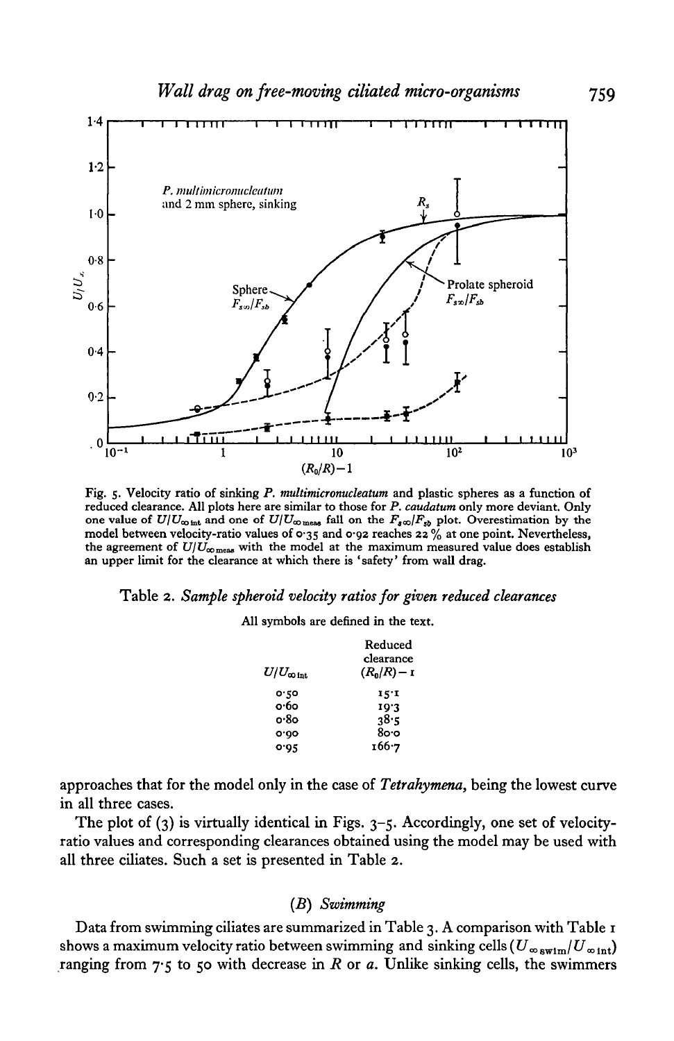Fig. 5. Velocity ratio of sinking *P. multimicronucleatum* and plastic spheres as a function of reduced clearance. All plots here are similar to those for *P. caudatum* only more deviant. Only one value of $U/U_{\infty\,\mathrm{int}}$ and one of $U/U_{\infty\,\mathrm{meas}}$ fall on the $F_{s\infty}/F_{sb}$ plot. Overestimation by the model between velocity-ratio values of 0·35 and 0·92 reaches 22 % at one point. Nevertheless, the agreement of $U/U_{\infty\,\mathrm{meas}}$ with the model at the maximum measured value does establish an upper limit for the clearance at which there is 'safety' from wall drag.

Table 2. *Sample spheroid velocity ratios for given reduced clearances*

All symbols are defined in the text.

| $U/U_{\infty\,\mathrm{int}}$ | Reduced clearance $(R_0/R)-1$ |
|---|---|
| 0·50 | 15·1 |
| 0·60 | 19·3 |
| 0·80 | 38·5 |
| 0·90 | 80·0 |
| 0·95 | 166·7 |

approaches that for the model only in the case of *Tetrahymena*, being the lowest curve in all three cases.

The plot of (3) is virtually identical in Figs. 3–5. Accordingly, one set of velocity-ratio values and corresponding clearances obtained using the model may be used with all three ciliates. Such a set is presented in Table 2.

### (B) *Swimming*

Data from swimming ciliates are summarized in Table 3. A comparison with Table 1 shows a maximum velocity ratio between swimming and sinking cells ($U_{\infty\,\mathrm{swim}}/U_{\infty\,\mathrm{int}}$) ranging from 7·5 to 50 with decrease in $R$ or $a$. Unlike sinking cells, the swimmers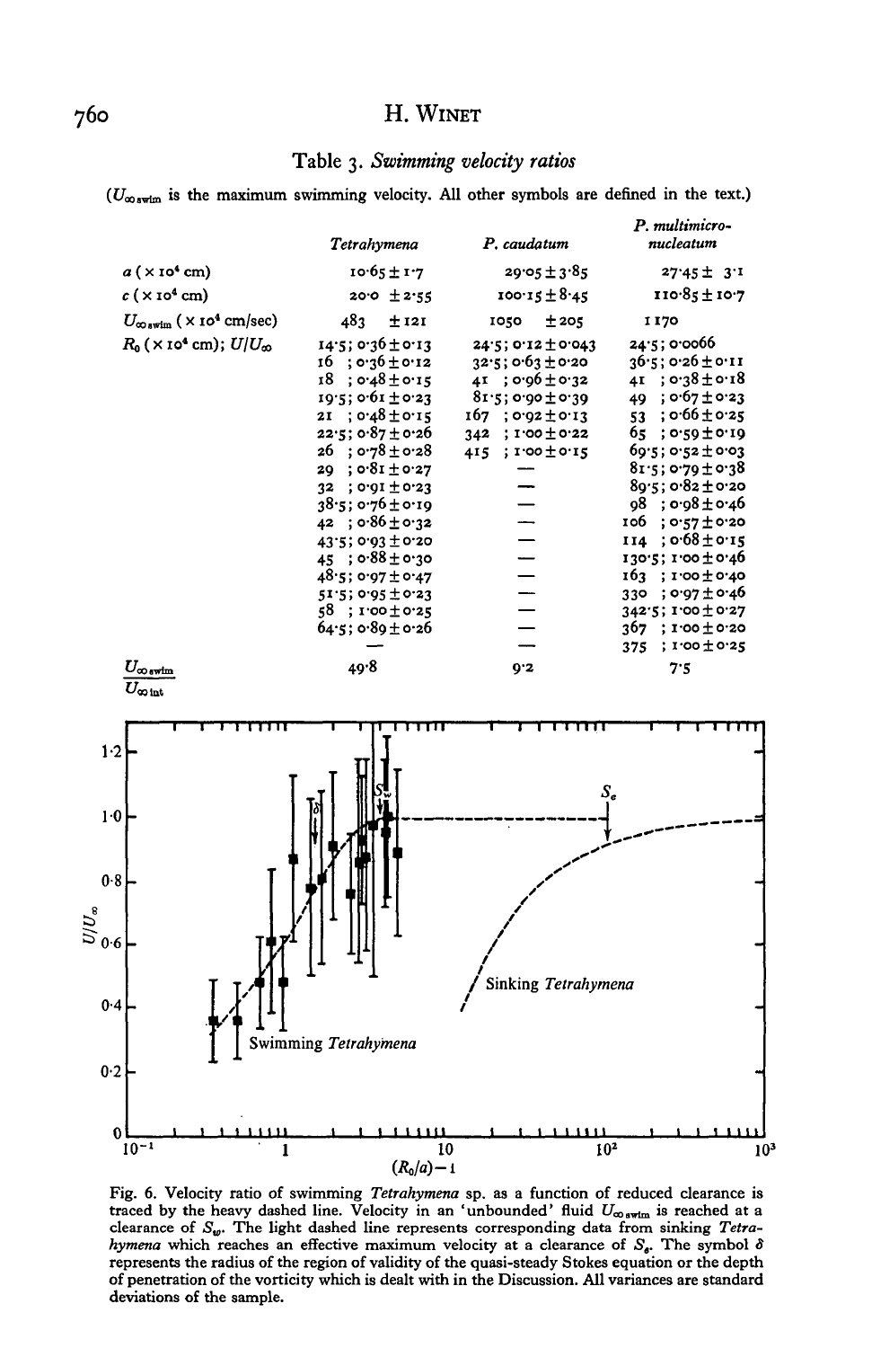Table 3. *Swimming velocity ratios*

($U_{\infty swim}$ is the maximum swimming velocity. All other symbols are defined in the text.)

| | *Tetrahymena* | *P. caudatum* | *P. multimicronucleatum* |
|---|---|---|---|
| $a$ ($\times 10^4$ cm) | 10·65 ± 1·7 | 29·05 ± 3·85 | 27·45 ± 3·1 |
| $c$ ($\times 10^4$ cm) | 20·0 ± 2·55 | 100·15 ± 8·45 | 110·85 ± 10·7 |
| $U_{\infty swim}$ ($\times 10^4$ cm/sec) | 483 ± 121 | 1050 ± 205 | 1170 |
| $R_0$ ($\times 10^4$ cm); $U/U_\infty$ | 14·5; 0·36 ± 0·13 | 24·5; 0·12 ± 0·043 | 24·5; 0·0066 |
| | 16 ; 0·36 ± 0·12 | 32·5; 0·63 ± 0·20 | 36·5; 0·26 ± 0·11 |
| | 18 ; 0·48 ± 0·15 | 41 ; 0·96 ± 0·32 | 41 ; 0·38 ± 0·18 |
| | 19·5; 0·61 ± 0·23 | 81·5; 0·90 ± 0·39 | 49 ; 0·67 ± 0·23 |
| | 21 ; 0·48 ± 0·15 | 167 ; 0·92 ± 0·13 | 53 ; 0·66 ± 0·25 |
| | 22·5; 0·87 ± 0·26 | 342 ; 1·00 ± 0·22 | 65 ; 0·59 ± 0·19 |
| | 26 ; 0·78 ± 0·28 | 415 ; 1·00 ± 0·15 | 69·5; 0·52 ± 0·03 |
| | 29 ; 0·81 ± 0·27 | — | 81·5; 0·79 ± 0·38 |
| | 32 ; 0·91 ± 0·23 | — | 89·5; 0·82 ± 0·20 |
| | 38·5; 0·76 ± 0·19 | — | 98 ; 0·98 ± 0·46 |
| | 42 ; 0·86 ± 0·32 | — | 106 ; 0·57 ± 0·20 |
| | 43·5; 0·93 ± 0·20 | — | 114 ; 0·68 ± 0·15 |
| | 45 ; 0·88 ± 0·30 | — | 130·5; 1·00 ± 0·46 |
| | 48·5; 0·97 ± 0·47 | — | 163 ; 1·00 ± 0·40 |
| | 51·5; 0·95 ± 0·23 | — | 330 ; 0·97 ± 0·46 |
| | 58 ; 1·00 ± 0·25 | — | 342·5; 1·00 ± 0·27 |
| | 64·5; 0·89 ± 0·26 | — | 367 ; 1·00 ± 0·20 |
| | — | — | 375 ; 1·00 ± 0·25 |
| $\dfrac{U_{\infty swim}}{U_{\infty int}}$ | 49·8 | 9·2 | 7·5 |

Fig. 6. Velocity ratio of swimming *Tetrahymena* sp. as a function of reduced clearance is traced by the heavy dashed line. Velocity in an 'unbounded' fluid $U_{\infty swim}$ is reached at a clearance of $S_w$. The light dashed line represents corresponding data from sinking *Tetrahymena* which reaches an effective maximum velocity at a clearance of $S_e$. The symbol $\delta$ represents the radius of the region of validity of the quasi-steady Stokes equation or the depth of penetration of the vorticity which is dealt with in the Discussion. All variances are standard deviations of the sample.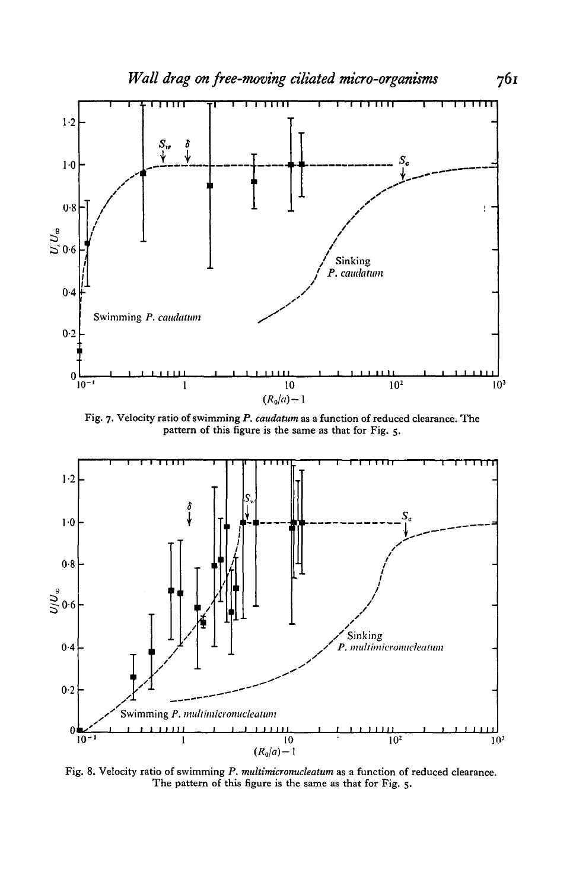Fig. 7. Velocity ratio of swimming *P. caudatum* as a function of reduced clearance. The pattern of this figure is the same as that for Fig. 5.

Fig. 8. Velocity ratio of swimming *P. multimicronucleatum* as a function of reduced clearance. The pattern of this figure is the same as that for Fig. 5.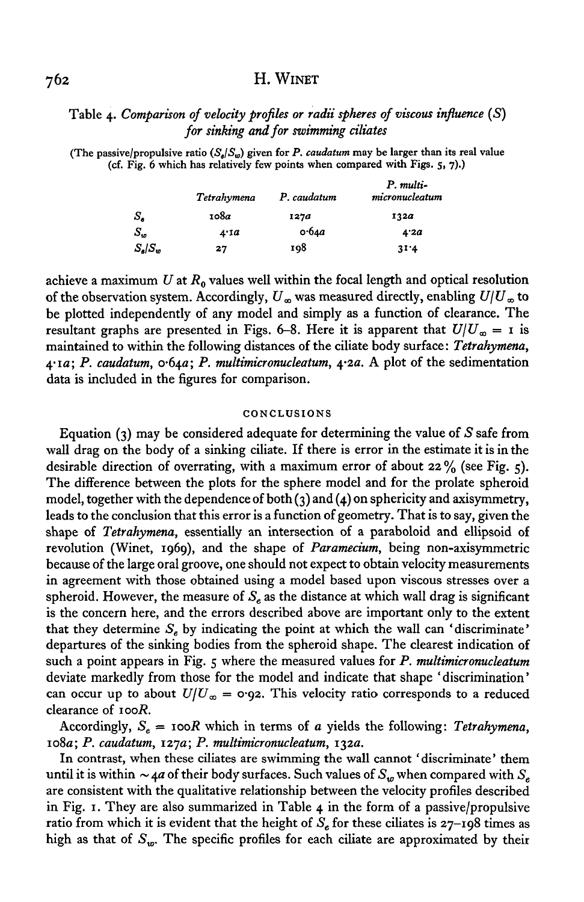Table 4. *Comparison of velocity profiles or radii spheres of viscous influence (S) for sinking and for swimming ciliates*

(The passive/propulsive ratio ($S_e/S_w$) given for *P. caudatum* may be larger than its real value (cf. Fig. 6 which has relatively few points when compared with Figs. 5, 7).)

| | *Tetrahymena* | *P. caudatum* | *P. multi-micronucleatum* |
|---|---|---|---|
| $S_e$ | 108$a$ | 127$a$ | 132$a$ |
| $S_w$ | 4·1$a$ | 0·64$a$ | 4·2$a$ |
| $S_e/S_w$ | 27 | 198 | 31·4 |

achieve a maximum $U$ at $R_0$ values well within the focal length and optical resolution of the observation system. Accordingly, $U_\infty$ was measured directly, enabling $U/U_\infty$ to be plotted independently of any model and simply as a function of clearance. The resultant graphs are presented in Figs. 6–8. Here it is apparent that $U/U_\infty = 1$ is maintained to within the following distances of the ciliate body surface: *Tetrahymena*, 4·1$a$; *P. caudatum*, 0·64$a$; *P. multimicronucleatum*, 4·2$a$. A plot of the sedimentation data is included in the figures for comparison.

## CONCLUSIONS

Equation (3) may be considered adequate for determining the value of $S$ safe from wall drag on the body of a sinking ciliate. If there is error in the estimate it is in the desirable direction of overrating, with a maximum error of about 22% (see Fig. 5). The difference between the plots for the sphere model and for the prolate spheroid model, together with the dependence of both (3) and (4) on sphericity and axisymmetry, leads to the conclusion that this error is a function of geometry. That is to say, given the shape of *Tetrahymena*, essentially an intersection of a paraboloid and ellipsoid of revolution (Winet, 1969), and the shape of *Paramecium*, being non-axisymmetric because of the large oral groove, one should not expect to obtain velocity measurements in agreement with those obtained using a model based upon viscous stresses over a spheroid. However, the measure of $S_e$ as the distance at which wall drag is significant is the concern here, and the errors described above are important only to the extent that they determine $S_e$ by indicating the point at which the wall can 'discriminate' departures of the sinking bodies from the spheroid shape. The clearest indication of such a point appears in Fig. 5 where the measured values for *P. multimicronucleatum* deviate markedly from those for the model and indicate that shape 'discrimination' can occur up to about $U/U_\infty = 0·92$. This velocity ratio corresponds to a reduced clearance of 100$R$.

Accordingly, $S_e = 100R$ which in terms of $a$ yields the following: *Tetrahymena*, 108$a$; *P. caudatum*, 127$a$; *P. multimicronucleatum*, 132$a$.

In contrast, when these ciliates are swimming the wall cannot 'discriminate' them until it is within $\sim 4a$ of their body surfaces. Such values of $S_w$ when compared with $S_e$ are consistent with the qualitative relationship between the velocity profiles described in Fig. 1. They are also summarized in Table 4 in the form of a passive/propulsive ratio from which it is evident that the height of $S_e$ for these ciliates is 27–198 times as high as that of $S_w$. The specific profiles for each ciliate are approximated by their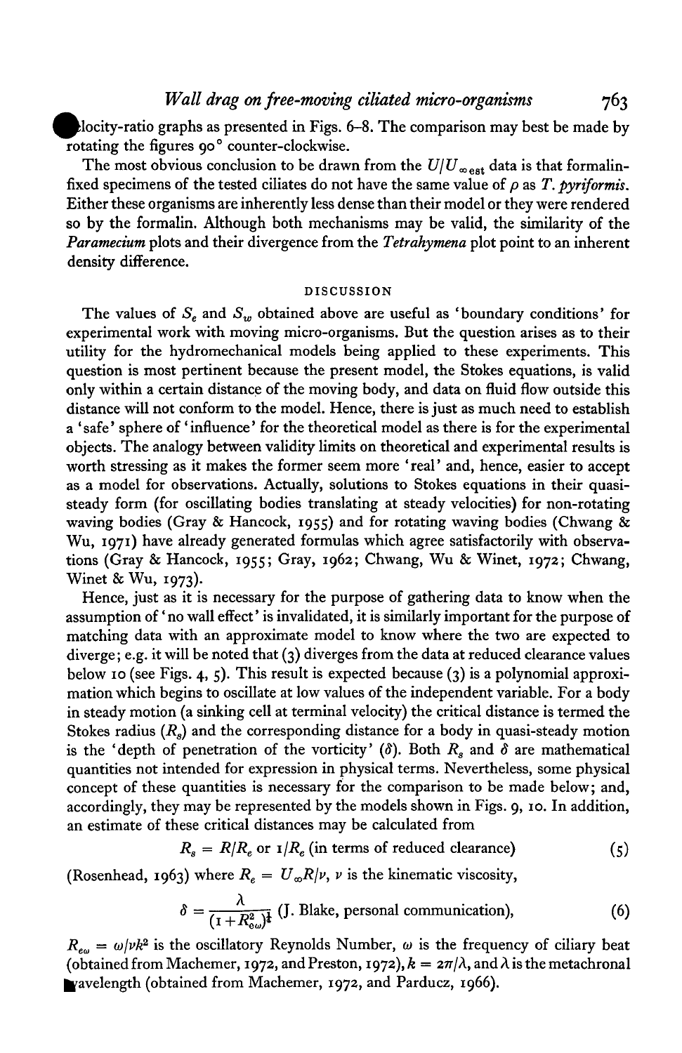velocity-ratio graphs as presented in Figs. 6–8. The comparison may best be made by rotating the figures 90° counter-clockwise.

The most obvious conclusion to be drawn from the $U/U_{\infty \text{est}}$ data is that formalin-fixed specimens of the tested ciliates do not have the same value of $\rho$ as *T. pyriformis*. Either these organisms are inherently less dense than their model or they were rendered so by the formalin. Although both mechanisms may be valid, the similarity of the *Paramecium* plots and their divergence from the *Tetrahymena* plot point to an inherent density difference.

## DISCUSSION

The values of $S_e$ and $S_w$ obtained above are useful as 'boundary conditions' for experimental work with moving micro-organisms. But the question arises as to their utility for the hydromechanical models being applied to these experiments. This question is most pertinent because the present model, the Stokes equations, is valid only within a certain distance of the moving body, and data on fluid flow outside this distance will not conform to the model. Hence, there is just as much need to establish a 'safe' sphere of 'influence' for the theoretical model as there is for the experimental objects. The analogy between validity limits on theoretical and experimental results is worth stressing as it makes the former seem more 'real' and, hence, easier to accept as a model for observations. Actually, solutions to Stokes equations in their quasi-steady form (for oscillating bodies translating at steady velocities) for non-rotating waving bodies (Gray & Hancock, 1955) and for rotating waving bodies (Chwang & Wu, 1971) have already generated formulas which agree satisfactorily with observations (Gray & Hancock, 1955; Gray, 1962; Chwang, Wu & Winet, 1972; Chwang, Winet & Wu, 1973).

Hence, just as it is necessary for the purpose of gathering data to know when the assumption of 'no wall effect' is invalidated, it is similarly important for the purpose of matching data with an approximate model to know where the two are expected to diverge; e.g. it will be noted that (3) diverges from the data at reduced clearance values below 10 (see Figs. 4, 5). This result is expected because (3) is a polynomial approximation which begins to oscillate at low values of the independent variable. For a body in steady motion (a sinking cell at terminal velocity) the critical distance is termed the Stokes radius ($R_s$) and the corresponding distance for a body in quasi-steady motion is the 'depth of penetration of the vorticity' ($\delta$). Both $R_s$ and $\delta$ are mathematical quantities not intended for expression in physical terms. Nevertheless, some physical concept of these quantities is necessary for the comparison to be made below; and, accordingly, they may be represented by the models shown in Figs. 9, 10. In addition, an estimate of these critical distances may be calculated from

$$R_s = R/R_e \text{ or } 1/R_e \text{ (in terms of reduced clearance)} \tag{5}$$

(Rosenhead, 1963) where $R_e = U_\infty R/\nu$, $\nu$ is the kinematic viscosity,

$$\delta = \frac{\lambda}{(1+R_{e\omega}^2)^{\frac{1}{4}}} \text{ (J. Blake, personal communication)}, \tag{6}$$

$R_{e\omega} = \omega/\nu k^2$ is the oscillatory Reynolds Number, $\omega$ is the frequency of ciliary beat (obtained from Machemer, 1972, and Preston, 1972), $k = 2\pi/\lambda$, and $\lambda$ is the metachronal wavelength (obtained from Machemer, 1972, and Parducz, 1966).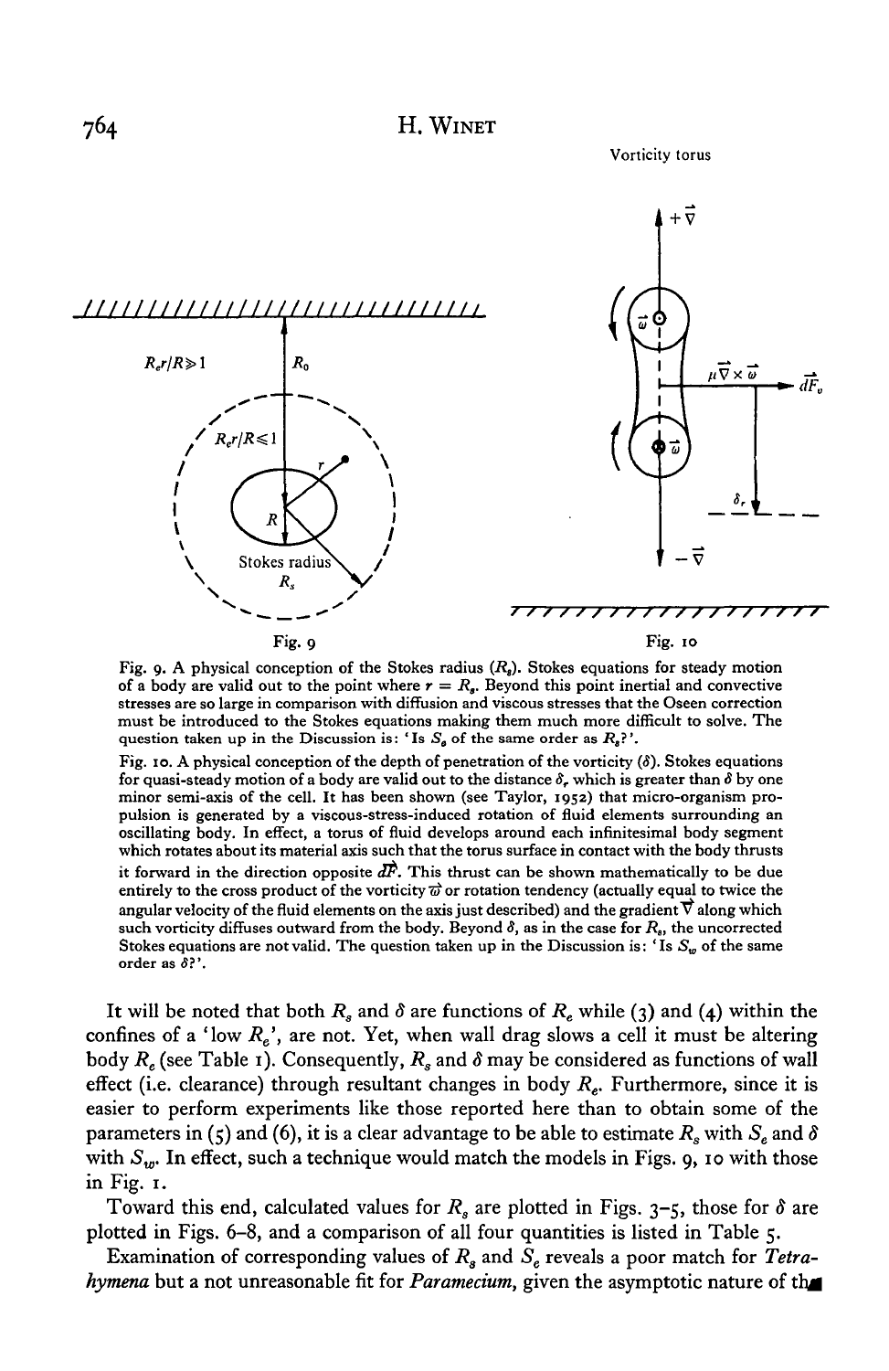Fig. 9. A physical conception of the Stokes radius ($R_s$). Stokes equations for steady motion of a body are valid out to the point where $r = R_s$. Beyond this point inertial and convective stresses are so large in comparison with diffusion and viscous stresses that the Oseen correction must be introduced to the Stokes equations making them much more difficult to solve. The question taken up in the Discussion is: 'Is $S_e$ of the same order as $R_s$?'.

Fig. 10. A physical conception of the depth of penetration of the vorticity ($\delta$). Stokes equations for quasi-steady motion of a body are valid out to the distance $\delta_r$ which is greater than $\delta$ by one minor semi-axis of the cell. It has been shown (see Taylor, 1952) that micro-organism propulsion is generated by a viscous-stress-induced rotation of fluid elements surrounding an oscillating body. In effect, a torus of fluid develops around each infinitesimal body segment which rotates about its material axis such that the torus surface in contact with the body thrusts it forward in the direction opposite $\vec{dF}$. This thrust can be shown mathematically to be due entirely to the cross product of the vorticity $\vec{\omega}$ or rotation tendency (actually equal to twice the angular velocity of the fluid elements on the axis just described) and the gradient $\vec{\nabla}$ along which such vorticity diffuses outward from the body. Beyond $\delta$, as in the case for $R_s$, the uncorrected Stokes equations are not valid. The question taken up in the Discussion is: 'Is $S_w$ of the same order as $\delta$?'.

It will be noted that both $R_s$ and $\delta$ are functions of $R_e$ while (3) and (4) within the confines of a 'low $R_e$', are not. Yet, when wall drag slows a cell it must be altering body $R_e$ (see Table 1). Consequently, $R_s$ and $\delta$ may be considered as functions of wall effect (i.e. clearance) through resultant changes in body $R_e$. Furthermore, since it is easier to perform experiments like those reported here than to obtain some of the parameters in (5) and (6), it is a clear advantage to be able to estimate $R_s$ with $S_e$ and $\delta$ with $S_w$. In effect, such a technique would match the models in Figs. 9, 10 with those in Fig. 1.

Toward this end, calculated values for $R_s$ are plotted in Figs. 3–5, those for $\delta$ are plotted in Figs. 6–8, and a comparison of all four quantities is listed in Table 5.

Examination of corresponding values of $R_s$ and $S_e$ reveals a poor match for *Tetrahymena* but a not unreasonable fit for *Paramecium*, given the asymptotic nature of the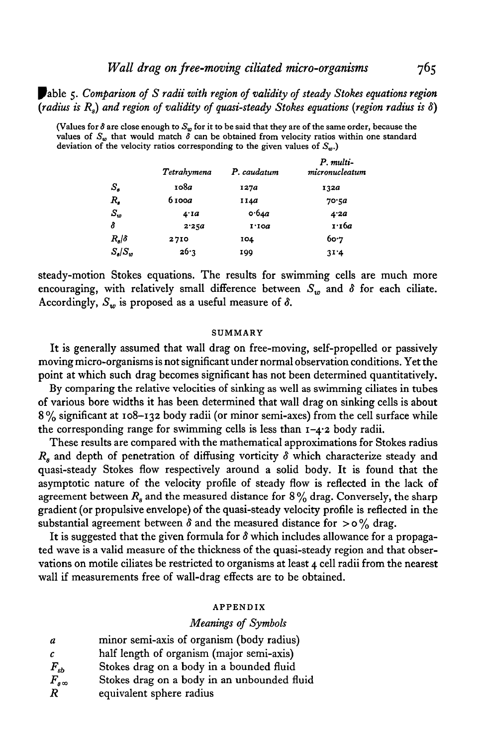Table 5. *Comparison of S radii with region of validity of steady Stokes equations region (radius is $R_s$) and region of validity of quasi-steady Stokes equations (region radius is $\delta$)*

(Values for $\delta$ are close enough to $S_w$ for it to be said that they are of the same order, because the values of $S_w$ that would match $\delta$ can be obtained from velocity ratios within one standard deviation of the velocity ratios corresponding to the given values of $S_w$.)

| | *Tetrahymena* | *P. caudatum* | *P. multi-micronucleatum* |
|---|---|---|---|
| $S_s$ | 108$a$ | 127$a$ | 132$a$ |
| $R_s$ | 6100$a$ | 114$a$ | 70.5$a$ |
| $S_w$ | 4.1$a$ | 0.64$a$ | 4.2$a$ |
| $\delta$ | 2.25$a$ | 1.10$a$ | 1.16$a$ |
| $R_s/\delta$ | 2710 | 104 | 60.7 |
| $S_s/S_w$ | 26.3 | 199 | 31.4 |

steady-motion Stokes equations. The results for swimming cells are much more encouraging, with relatively small difference between $S_w$ and $\delta$ for each ciliate. Accordingly, $S_w$ is proposed as a useful measure of $\delta$.

## SUMMARY

It is generally assumed that wall drag on free-moving, self-propelled or passively moving micro-organisms is not significant under normal observation conditions. Yet the point at which such drag becomes significant has not been determined quantitatively.

By comparing the relative velocities of sinking as well as swimming ciliates in tubes of various bore widths it has been determined that wall drag on sinking cells is about 8% significant at 108–132 body radii (or minor semi-axes) from the cell surface while the corresponding range for swimming cells is less than 1–4.2 body radii.

These results are compared with the mathematical approximations for Stokes radius $R_s$ and depth of penetration of diffusing vorticity $\delta$ which characterize steady and quasi-steady Stokes flow respectively around a solid body. It is found that the asymptotic nature of the velocity profile of steady flow is reflected in the lack of agreement between $R_s$ and the measured distance for 8% drag. Conversely, the sharp gradient (or propulsive envelope) of the quasi-steady velocity profile is reflected in the substantial agreement between $\delta$ and the measured distance for $> 0$% drag.

It is suggested that the given formula for $\delta$ which includes allowance for a propagated wave is a valid measure of the thickness of the quasi-steady region and that observations on motile ciliates be restricted to organisms at least 4 cell radii from the nearest wall if measurements free of wall-drag effects are to be obtained.

## APPENDIX

### *Meanings of Symbols*

| | |
|---|---|
| $a$ | minor semi-axis of organism (body radius) |
| $c$ | half length of organism (major semi-axis) |
| $F_{sb}$ | Stokes drag on a body in a bounded fluid |
| $F_{s\infty}$ | Stokes drag on a body in an unbounded fluid |
| $R$ | equivalent sphere radius |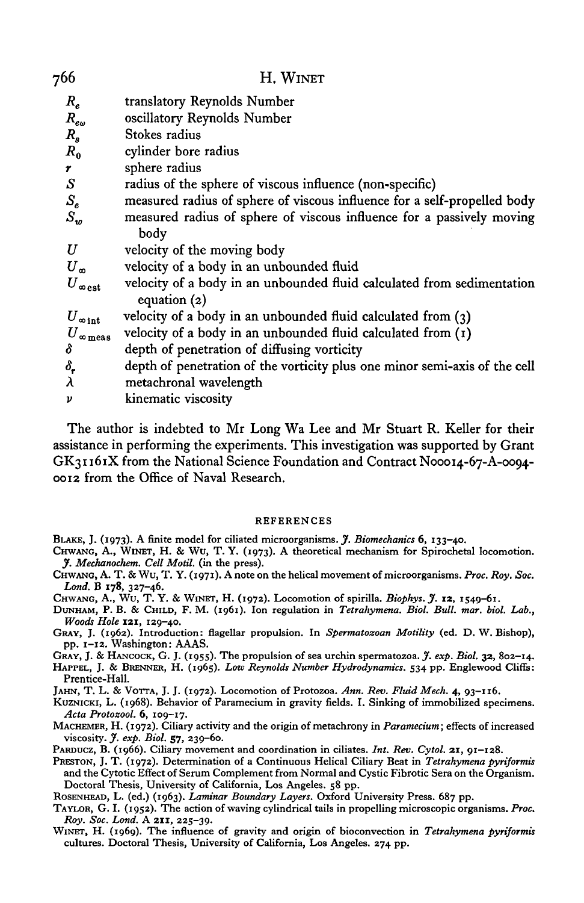| | |
|---|---|
| $R_e$ | translatory Reynolds Number |
| $R_{e\omega}$ | oscillatory Reynolds Number |
| $R_s$ | Stokes radius |
| $R_0$ | cylinder bore radius |
| $r$ | sphere radius |
| $S$ | radius of the sphere of viscous influence (non-specific) |
| $S_e$ | measured radius of sphere of viscous influence for a self-propelled body |
| $S_w$ | measured radius of sphere of viscous influence for a passively moving body |
| $U$ | velocity of the moving body |
| $U_\infty$ | velocity of a body in an unbounded fluid |
| $U_{\infty\,\mathrm{est}}$ | velocity of a body in an unbounded fluid calculated from sedimentation equation (2) |
| $U_{\infty\,\mathrm{int}}$ | velocity of a body in an unbounded fluid calculated from (3) |
| $U_{\infty\,\mathrm{meas}}$ | velocity of a body in an unbounded fluid calculated from (1) |
| $\delta$ | depth of penetration of diffusing vorticity |
| $\delta_r$ | depth of penetration of the vorticity plus one minor semi-axis of the cell |
| $\lambda$ | metachronal wavelength |
| $\nu$ | kinematic viscosity |

The author is indebted to Mr Long Wa Lee and Mr Stuart R. Keller for their assistance in performing the experiments. This investigation was supported by Grant GK31161X from the National Science Foundation and Contract N00014-67-A-0094-0012 from the Office of Naval Research.

## REFERENCES

BLAKE, J. (1973). A finite model for ciliated microorganisms. *J. Biomechanics* **6**, 133–40.

CHWANG, A., WINET, H. & WU, T. Y. (1973). A theoretical mechanism for Spirochetal locomotion. *J. Mechanochem. Cell Motil.* (in the press).

CHWANG, A. T. & WU, T. Y. (1971). A note on the helical movement of microorganisms. *Proc. Roy. Soc. Lond.* B **178**, 327–46.

CHWANG, A., WU, T. Y. & WINET, H. (1972). Locomotion of spirilla. *Biophys. J.* **12**, 1549–61.

DUNHAM, P. B. & CHILD, F. M. (1961). Ion regulation in *Tetrahymena*. *Biol. Bull. mar. biol. Lab., Woods Hole* **121**, 129–40.

GRAY, J. (1962). Introduction: flagellar propulsion. In *Spermatozoan Motility* (ed. D. W. Bishop), pp. 1–12. Washington: AAAS.

GRAY, J. & HANCOCK, G. J. (1955). The propulsion of sea urchin spermatozoa. *J. exp. Biol.* **32**, 802–14.

HAPPEL, J. & BRENNER, H. (1965). *Low Reynolds Number Hydrodynamics*. 534 pp. Englewood Cliffs: Prentice-Hall.

JAHN, T. L. & VOTTA, J. J. (1972). Locomotion of Protozoa. *Ann. Rev. Fluid Mech.* **4**, 93–116.

KUZNICKI, L. (1968). Behavior of Paramecium in gravity fields. I. Sinking of immobilized specimens. *Acta Protozool.* **6**, 109–17.

MACHEMER, H. (1972). Ciliary activity and the origin of metachrony in *Paramecium*; effects of increased viscosity. *J. exp. Biol.* **57**, 239–60.

PARDUCZ, B. (1966). Ciliary movement and coordination in ciliates. *Int. Rev. Cytol.* **21**, 91–128.

PRESTON, J. T. (1972). Determination of a Continuous Helical Ciliary Beat in *Tetrahymena pyriformis* and the Cytotic Effect of Serum Complement from Normal and Cystic Fibrotic Sera on the Organism. Doctoral Thesis, University of California, Los Angeles. 58 pp.

ROSENHEAD, L. (ed.) (1963). *Laminar Boundary Layers*. Oxford University Press. 687 pp.

TAYLOR, G. I. (1952). The action of waving cylindrical tails in propelling microscopic organisms. *Proc. Roy. Soc. Lond.* A **211**, 225–39.

WINET, H. (1969). The influence of gravity and origin of bioconvection in *Tetrahymena pyriformis* cultures. Doctoral Thesis, University of California, Los Angeles. 274 pp.